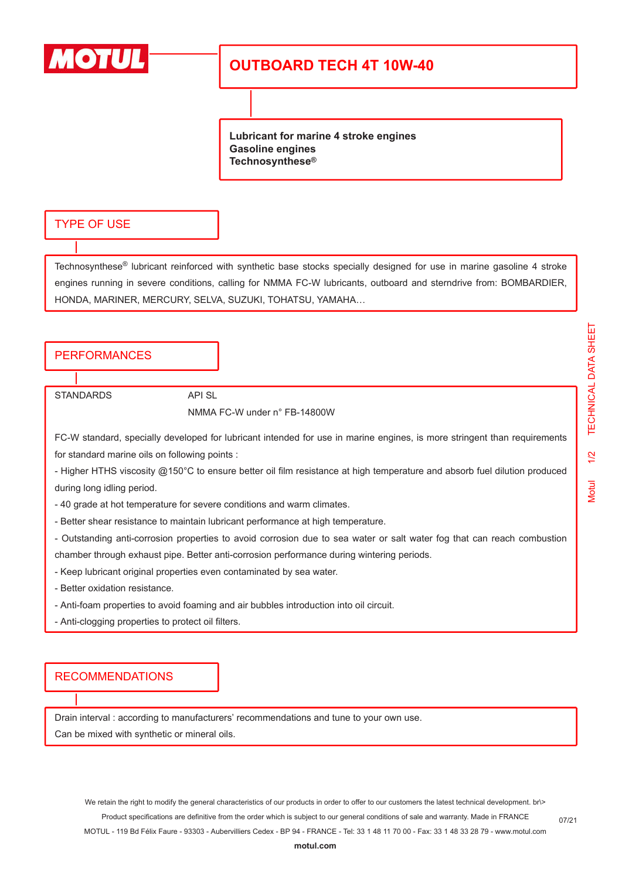# OUTBOARD TECH 4T 10W-40

**Lubricant for marine 4 stroke engines**
**Gasoline engines**
**Technosynthese®**

## TYPE OF USE

Technosynthese® lubricant reinforced with synthetic base stocks specially designed for use in marine gasoline 4 stroke engines running in severe conditions, calling for NMMA FC-W lubricants, outboard and sterndrive from: BOMBARDIER, HONDA, MARINER, MERCURY, SELVA, SUZUKI, TOHATSU, YAMAHA…

## PERFORMANCES

| STANDARDS | API SL |
|---|---|
| | NMMA FC-W under n° FB-14800W |

FC-W standard, specially developed for lubricant intended for use in marine engines, is more stringent than requirements for standard marine oils on following points :

- Higher HTHS viscosity @150°C to ensure better oil film resistance at high temperature and absorb fuel dilution produced during long idling period.
- 40 grade at hot temperature for severe conditions and warm climates.
- Better shear resistance to maintain lubricant performance at high temperature.
- Outstanding anti-corrosion properties to avoid corrosion due to sea water or salt water fog that can reach combustion chamber through exhaust pipe. Better anti-corrosion performance during wintering periods.
- Keep lubricant original properties even contaminated by sea water.
- Better oxidation resistance.
- Anti-foam properties to avoid foaming and air bubbles introduction into oil circuit.
- Anti-clogging properties to protect oil filters.

## RECOMMENDATIONS

Drain interval : according to manufacturers' recommendations and tune to your own use.
Can be mixed with synthetic or mineral oils.

We retain the right to modify the general characteristics of our products in order to offer to our customers the latest technical development. br\>
Product specifications are definitive from the order which is subject to our general conditions of sale and warranty. Made in FRANCE
MOTUL - 119 Bd Félix Faure - 93303 - Aubervilliers Cedex - BP 94 - FRANCE - Tel: 33 1 48 11 70 00 - Fax: 33 1 48 33 28 79 - www.motul.com
**motul.com**

07/21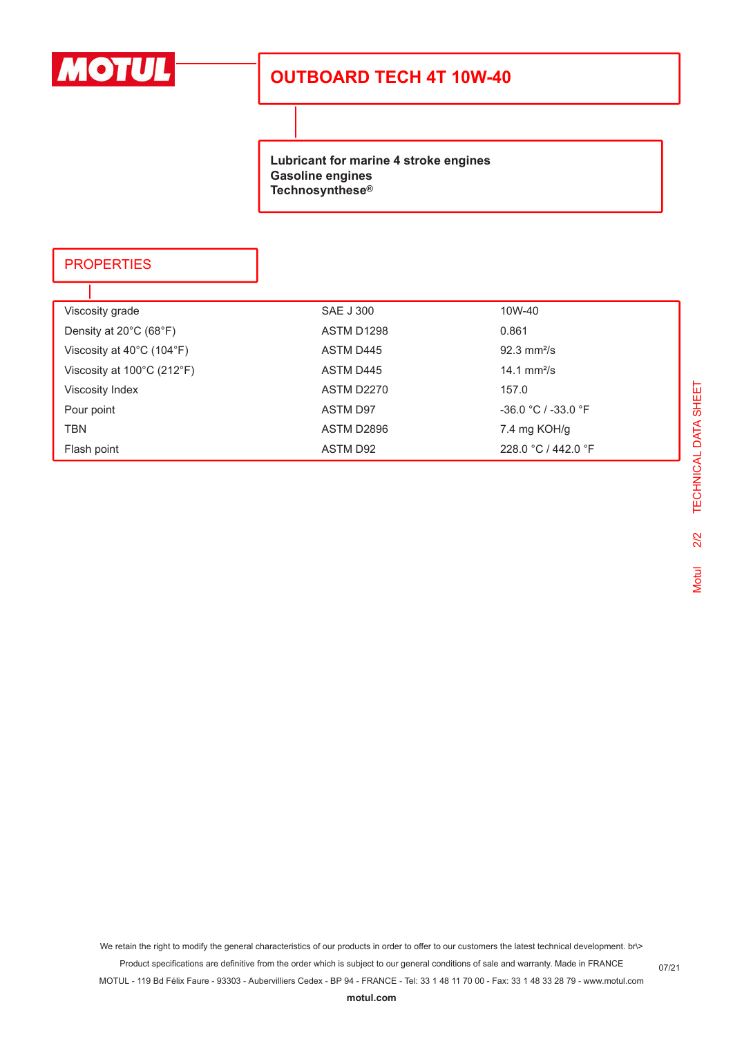# OUTBOARD TECH 4T 10W-40

**Lubricant for marine 4 stroke engines**
**Gasoline engines**
**Technosynthese®**

## PROPERTIES

| | | |
|---|---|---|
| Viscosity grade | SAE J 300 | 10W-40 |
| Density at 20°C (68°F) | ASTM D1298 | 0.861 |
| Viscosity at 40°C (104°F) | ASTM D445 | 92.3 mm²/s |
| Viscosity at 100°C (212°F) | ASTM D445 | 14.1 mm²/s |
| Viscosity Index | ASTM D2270 | 157.0 |
| Pour point | ASTM D97 | -36.0 °C / -33.0 °F |
| TBN | ASTM D2896 | 7.4 mg KOH/g |
| Flash point | ASTM D92 | 228.0 °C / 442.0 °F |

We retain the right to modify the general characteristics of our products in order to offer to our customers the latest technical development. br\>
Product specifications are definitive from the order which is subject to our general conditions of sale and warranty. Made in FRANCE

MOTUL - 119 Bd Félix Faure - 93303 - Aubervilliers Cedex - BP 94 - FRANCE - Tel: 33 1 48 11 70 00 - Fax: 33 1 48 33 28 79 - www.motul.com

07/21

**motul.com**